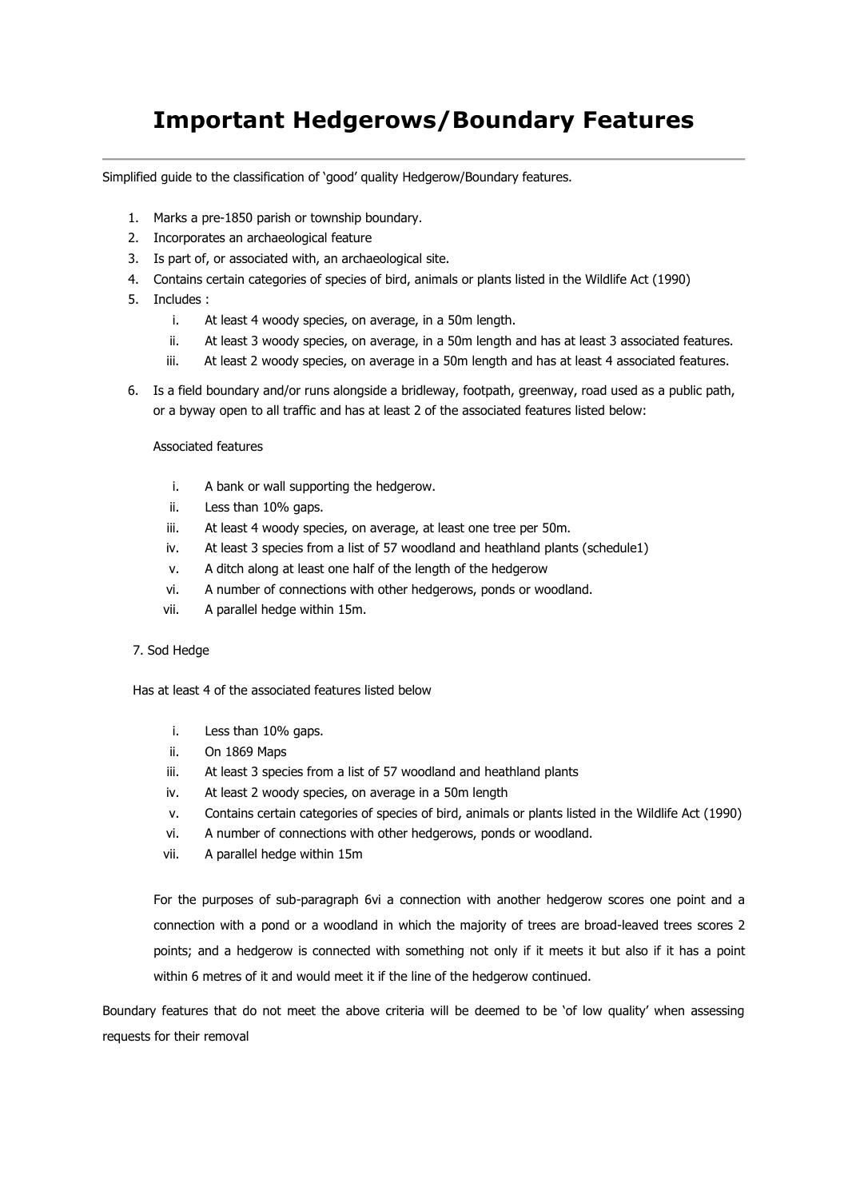# Important Hedgerows/Boundary Features

---

Simplified guide to the classification of 'good' quality Hedgerow/Boundary features.

1. Marks a pre-1850 parish or township boundary.
2. Incorporates an archaeological feature
3. Is part of, or associated with, an archaeological site.
4. Contains certain categories of species of bird, animals or plants listed in the Wildlife Act (1990)
5. Includes :
   i. At least 4 woody species, on average, in a 50m length.
   ii. At least 3 woody species, on average, in a 50m length and has at least 3 associated features.
   iii. At least 2 woody species, on average in a 50m length and has at least 4 associated features.
6. Is a field boundary and/or runs alongside a bridleway, footpath, greenway, road used as a public path, or a byway open to all traffic and has at least 2 of the associated features listed below:

   Associated features

   i. A bank or wall supporting the hedgerow.
   ii. Less than 10% gaps.
   iii. At least 4 woody species, on average, at least one tree per 50m.
   iv. At least 3 species from a list of 57 woodland and heathland plants (schedule1)
   v. A ditch along at least one half of the length of the hedgerow
   vi. A number of connections with other hedgerows, ponds or woodland.
   vii. A parallel hedge within 15m.

7. Sod Hedge

   Has at least 4 of the associated features listed below

   i. Less than 10% gaps.
   ii. On 1869 Maps
   iii. At least 3 species from a list of 57 woodland and heathland plants
   iv. At least 2 woody species, on average in a 50m length
   v. Contains certain categories of species of bird, animals or plants listed in the Wildlife Act (1990)
   vi. A number of connections with other hedgerows, ponds or woodland.
   vii. A parallel hedge within 15m

   For the purposes of sub-paragraph 6vi a connection with another hedgerow scores one point and a connection with a pond or a woodland in which the majority of trees are broad-leaved trees scores 2 points; and a hedgerow is connected with something not only if it meets it but also if it has a point within 6 metres of it and would meet it if the line of the hedgerow continued.

Boundary features that do not meet the above criteria will be deemed to be 'of low quality' when assessing requests for their removal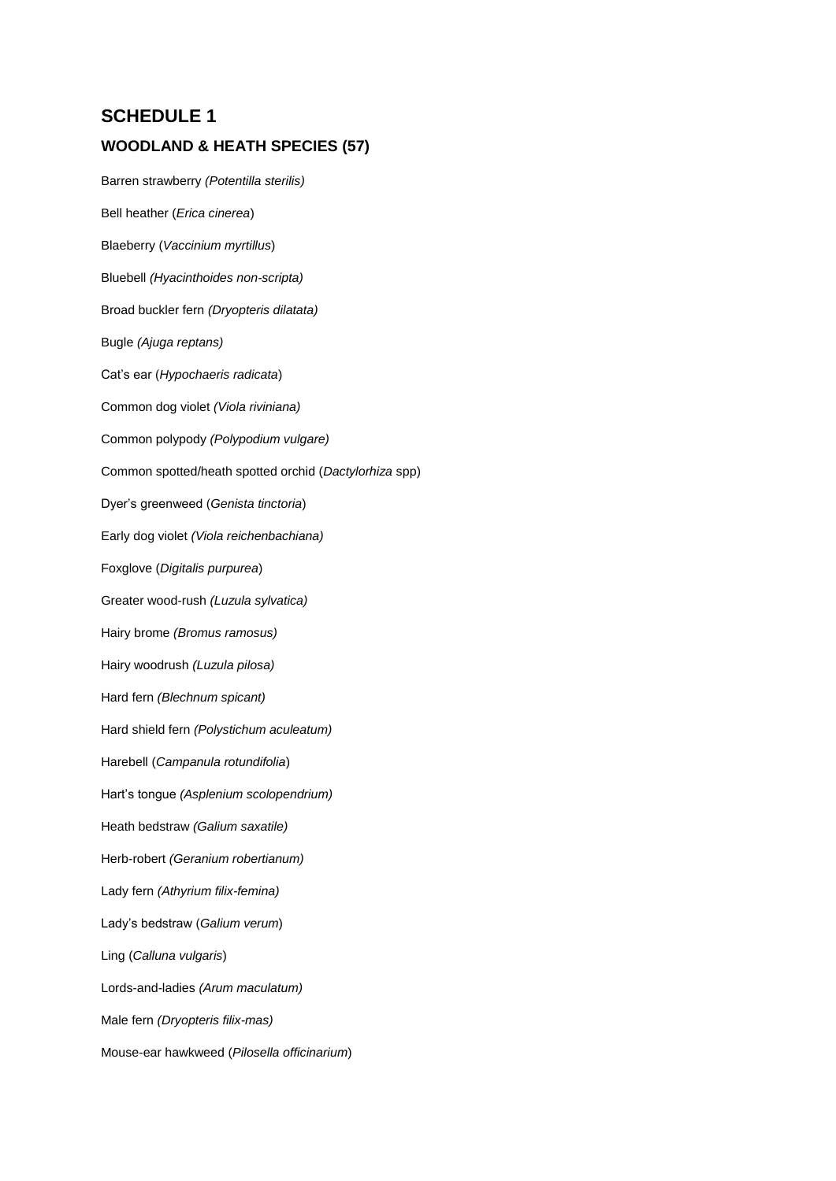## SCHEDULE 1

### WOODLAND & HEATH SPECIES (57)

Barren strawberry *(Potentilla sterilis)*

Bell heather (*Erica cinerea*)

Blaeberry (*Vaccinium myrtillus*)

Bluebell *(Hyacinthoides non-scripta)*

Broad buckler fern *(Dryopteris dilatata)*

Bugle *(Ajuga reptans)*

Cat's ear (*Hypochaeris radicata*)

Common dog violet *(Viola riviniana)*

Common polypody *(Polypodium vulgare)*

Common spotted/heath spotted orchid (*Dactylorhiza* spp)

Dyer's greenweed (*Genista tinctoria*)

Early dog violet *(Viola reichenbachiana)*

Foxglove (*Digitalis purpurea*)

Greater wood-rush *(Luzula sylvatica)*

Hairy brome *(Bromus ramosus)*

Hairy woodrush *(Luzula pilosa)*

Hard fern *(Blechnum spicant)*

Hard shield fern *(Polystichum aculeatum)*

Harebell (*Campanula rotundifolia*)

Hart's tongue *(Asplenium scolopendrium)*

Heath bedstraw *(Galium saxatile)*

Herb-robert *(Geranium robertianum)*

Lady fern *(Athyrium filix-femina)*

Lady's bedstraw (*Galium verum*)

Ling (*Calluna vulgaris*)

Lords-and-ladies *(Arum maculatum)*

Male fern *(Dryopteris filix-mas)*

Mouse-ear hawkweed (*Pilosella officinarium*)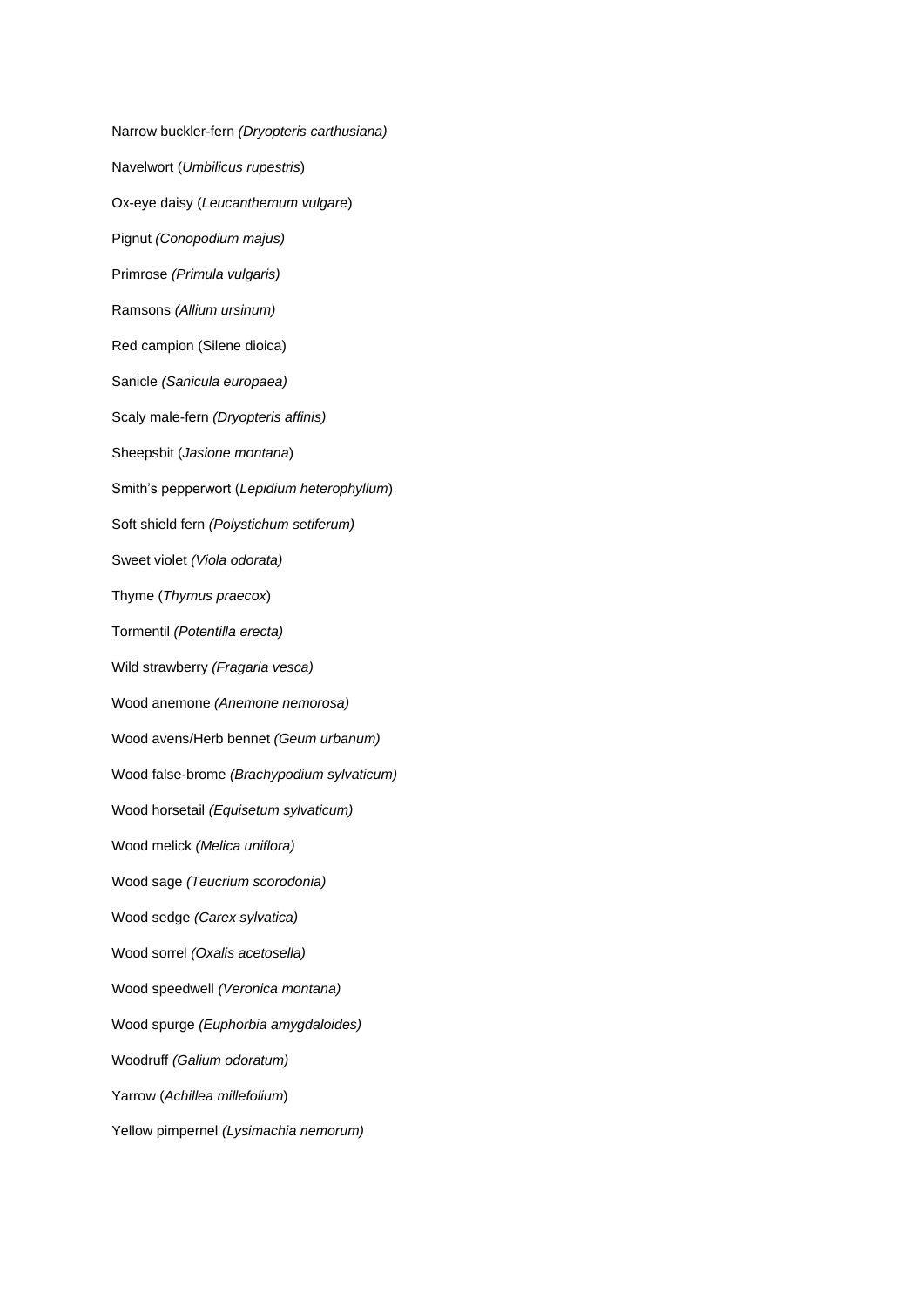Narrow buckler-fern *(Dryopteris carthusiana)*

Navelwort (*Umbilicus rupestris*)

Ox-eye daisy (*Leucanthemum vulgare*)

Pignut *(Conopodium majus)*

Primrose *(Primula vulgaris)*

Ramsons *(Allium ursinum)*

Red campion (Silene dioica)

Sanicle *(Sanicula europaea)*

Scaly male-fern *(Dryopteris affinis)*

Sheepsbit (*Jasione montana*)

Smith's pepperwort (*Lepidium heterophyllum*)

Soft shield fern *(Polystichum setiferum)*

Sweet violet *(Viola odorata)*

Thyme (*Thymus praecox*)

Tormentil *(Potentilla erecta)*

Wild strawberry *(Fragaria vesca)*

Wood anemone *(Anemone nemorosa)*

Wood avens/Herb bennet *(Geum urbanum)*

Wood false-brome *(Brachypodium sylvaticum)*

Wood horsetail *(Equisetum sylvaticum)*

Wood melick *(Melica uniflora)*

Wood sage *(Teucrium scorodonia)*

Wood sedge *(Carex sylvatica)*

Wood sorrel *(Oxalis acetosella)*

Wood speedwell *(Veronica montana)*

Wood spurge *(Euphorbia amygdaloides)*

Woodruff *(Galium odoratum)*

Yarrow (*Achillea millefolium*)

Yellow pimpernel *(Lysimachia nemorum)*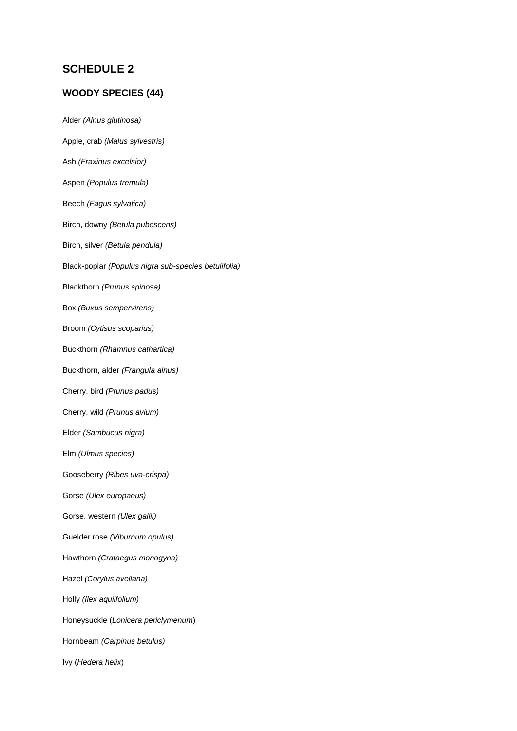## SCHEDULE 2

### WOODY SPECIES (44)

Alder *(Alnus glutinosa)*

Apple, crab *(Malus sylvestris)*

Ash *(Fraxinus excelsior)*

Aspen *(Populus tremula)*

Beech *(Fagus sylvatica)*

Birch, downy *(Betula pubescens)*

Birch, silver *(Betula pendula)*

Black-poplar *(Populus nigra sub-species betulifolia)*

Blackthorn *(Prunus spinosa)*

Box *(Buxus sempervirens)*

Broom *(Cytisus scoparius)*

Buckthorn *(Rhamnus cathartica)*

Buckthorn, alder *(Frangula alnus)*

Cherry, bird *(Prunus padus)*

Cherry, wild *(Prunus avium)*

Elder *(Sambucus nigra)*

Elm *(Ulmus species)*

Gooseberry *(Ribes uva-crispa)*

Gorse *(Ulex europaeus)*

Gorse, western *(Ulex gallii)*

Guelder rose *(Viburnum opulus)*

Hawthorn *(Crataegus monogyna)*

Hazel *(Corylus avellana)*

Holly *(Ilex aquilfolium)*

Honeysuckle (*Lonicera periclymenum*)

Hornbeam *(Carpinus betulus)*

Ivy (*Hedera helix*)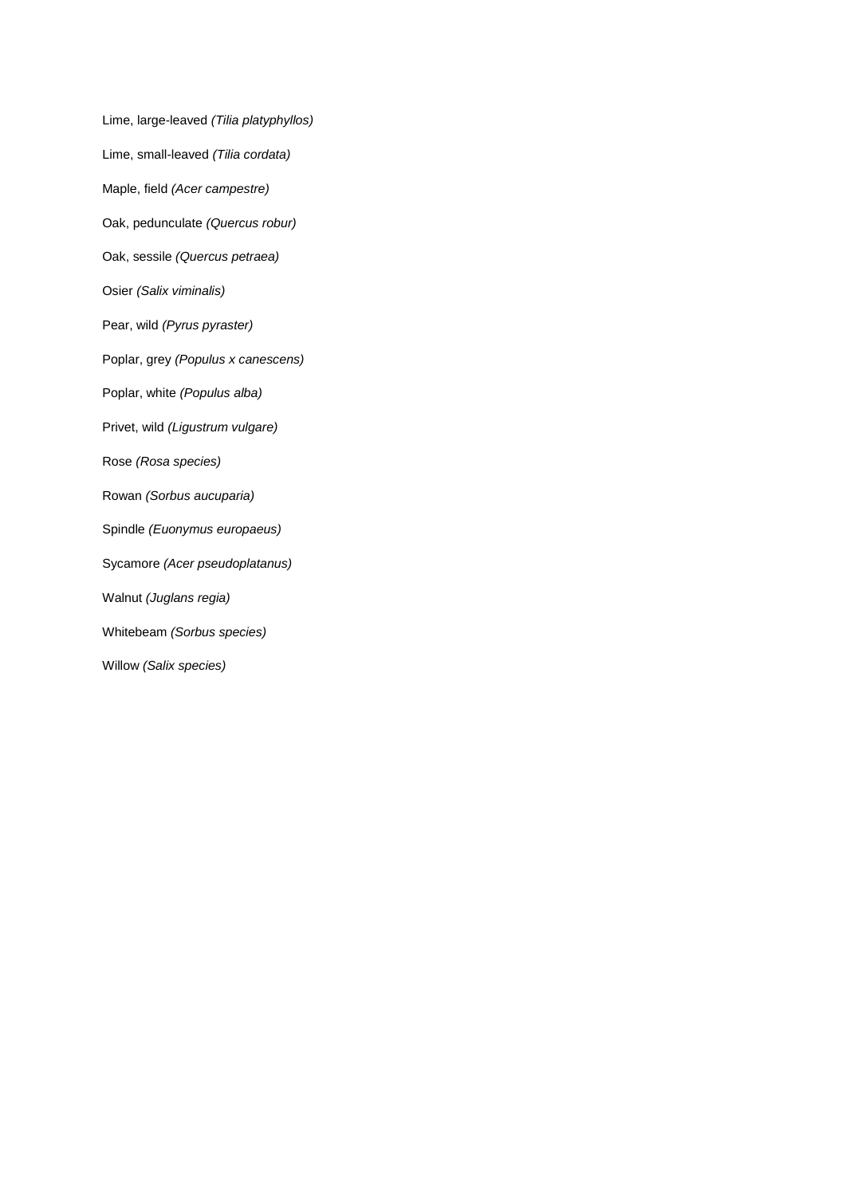Lime, large-leaved *(Tilia platyphyllos)*

Lime, small-leaved *(Tilia cordata)*

Maple, field *(Acer campestre)*

Oak, pedunculate *(Quercus robur)*

Oak, sessile *(Quercus petraea)*

Osier *(Salix viminalis)*

Pear, wild *(Pyrus pyraster)*

Poplar, grey *(Populus x canescens)*

Poplar, white *(Populus alba)*

Privet, wild *(Ligustrum vulgare)*

Rose *(Rosa species)*

Rowan *(Sorbus aucuparia)*

Spindle *(Euonymus europaeus)*

Sycamore *(Acer pseudoplatanus)*

Walnut *(Juglans regia)*

Whitebeam *(Sorbus species)*

Willow *(Salix species)*